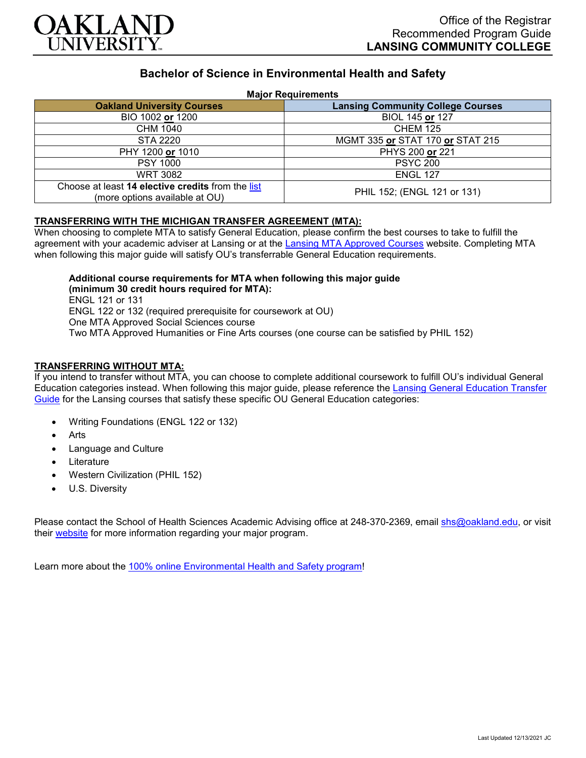Office of the Registrar
Recommended Program Guide
**LANSING COMMUNITY COLLEGE**

# Bachelor of Science in Environmental Health and Safety

**Major Requirements**

| Oakland University Courses | Lansing Community College Courses |
|---|---|
| BIO 1002 **or** 1200 | BIOL 145 **or** 127 |
| CHM 1040 | CHEM 125 |
| STA 2220 | MGMT 335 **or** STAT 170 **or** STAT 215 |
| PHY 1200 **or** 1010 | PHYS 200 **or** 221 |
| PSY 1000 | PSYC 200 |
| WRT 3082 | ENGL 127 |
| Choose at least **14 elective credits** from the list (more options available at OU) | PHIL 152; (ENGL 121 or 131) |

**TRANSFERRING WITH THE MICHIGAN TRANSFER AGREEMENT (MTA):**
When choosing to complete MTA to satisfy General Education, please confirm the best courses to take to fulfill the agreement with your academic adviser at Lansing or at the Lansing MTA Approved Courses website. Completing MTA when following this major guide will satisfy OU's transferrable General Education requirements.

**Additional course requirements for MTA when following this major guide (minimum 30 credit hours required for MTA):**
ENGL 121 or 131
ENGL 122 or 132 (required prerequisite for coursework at OU)
One MTA Approved Social Sciences course
Two MTA Approved Humanities or Fine Arts courses (one course can be satisfied by PHIL 152)

**TRANSFERRING WITHOUT MTA:**
If you intend to transfer without MTA, you can choose to complete additional coursework to fulfill OU's individual General Education categories instead. When following this major guide, please reference the Lansing General Education Transfer Guide for the Lansing courses that satisfy these specific OU General Education categories:

- Writing Foundations (ENGL 122 or 132)
- Arts
- Language and Culture
- Literature
- Western Civilization (PHIL 152)
- U.S. Diversity

Please contact the School of Health Sciences Academic Advising office at 248-370-2369, email shs@oakland.edu, or visit their website for more information regarding your major program.

Learn more about the 100% online Environmental Health and Safety program!

Last Updated 12/13/2021 JC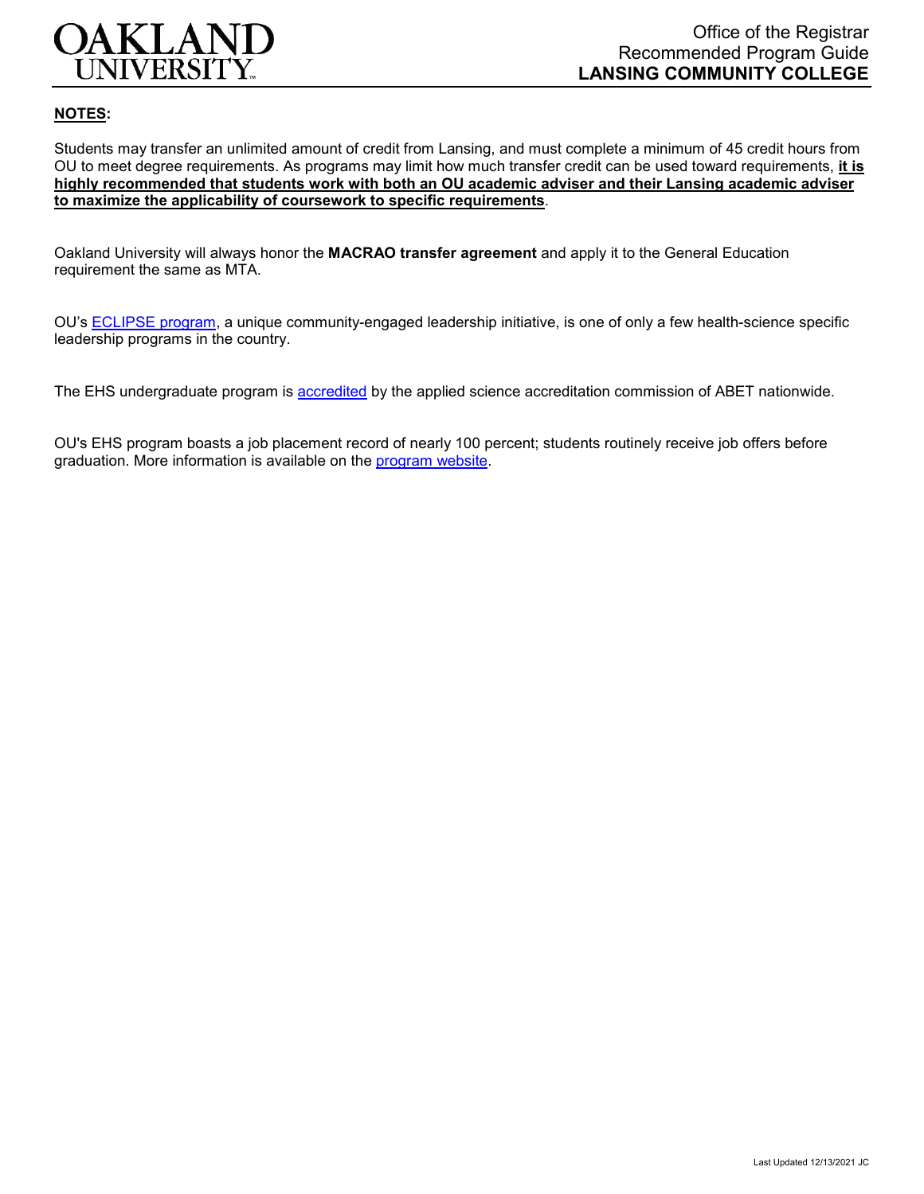**NOTES:**

Students may transfer an unlimited amount of credit from Lansing, and must complete a minimum of 45 credit hours from OU to meet degree requirements. As programs may limit how much transfer credit can be used toward requirements, **it is highly recommended that students work with both an OU academic adviser and their Lansing academic adviser to maximize the applicability of coursework to specific requirements**.

Oakland University will always honor the **MACRAO transfer agreement** and apply it to the General Education requirement the same as MTA.

OU's ECLIPSE program, a unique community-engaged leadership initiative, is one of only a few health-science specific leadership programs in the country.

The EHS undergraduate program is accredited by the applied science accreditation commission of ABET nationwide.

OU's EHS program boasts a job placement record of nearly 100 percent; students routinely receive job offers before graduation. More information is available on the program website.

Last Updated 12/13/2021 JC